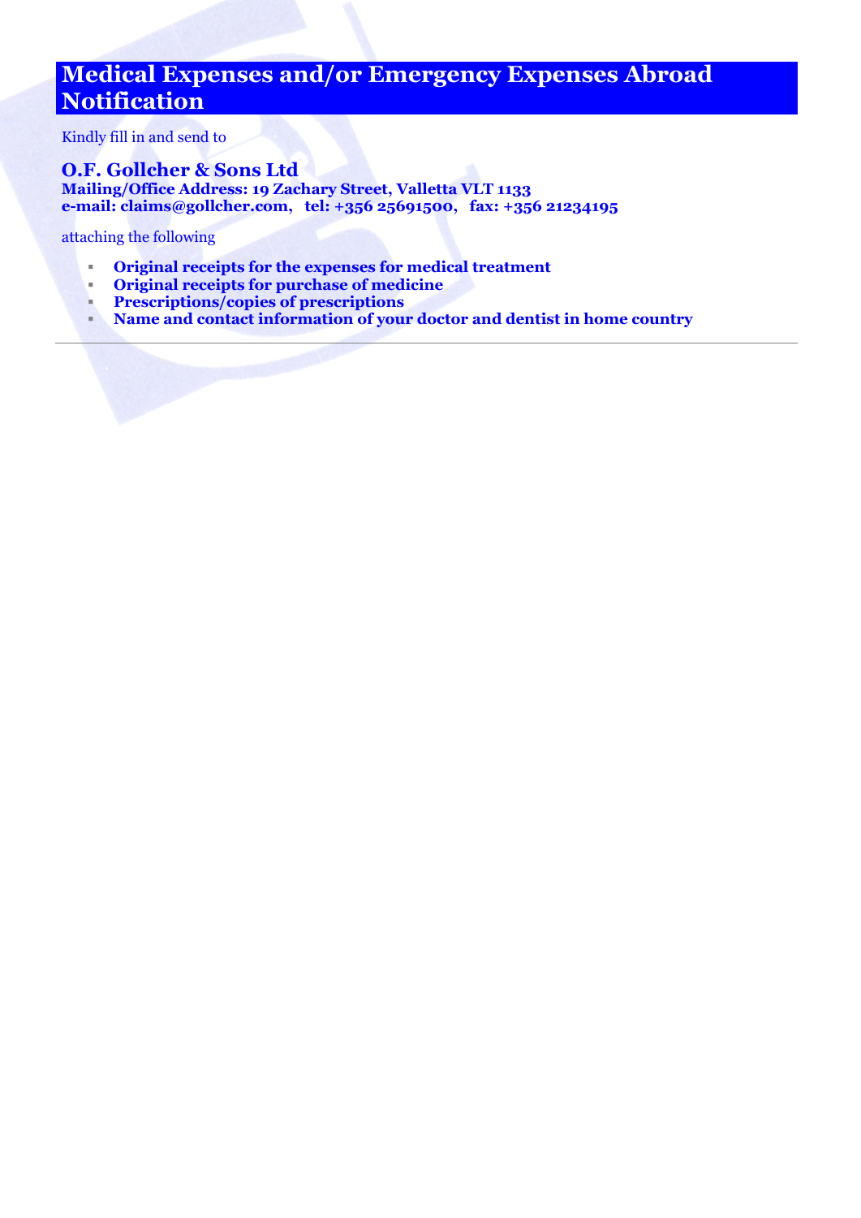# Medical Expenses and/or Emergency Expenses Abroad Notification

Kindly fill in and send to

**O.F. Gollcher & Sons Ltd**
**Mailing/Office Address: 19 Zachary Street, Valletta VLT 1133**
**e-mail: claims@gollcher.com, tel: +356 25691500, fax: +356 21234195**

attaching the following

- **Original receipts for the expenses for medical treatment**
- **Original receipts for purchase of medicine**
- **Prescriptions/copies of prescriptions**
- **Name and contact information of your doctor and dentist in home country**

---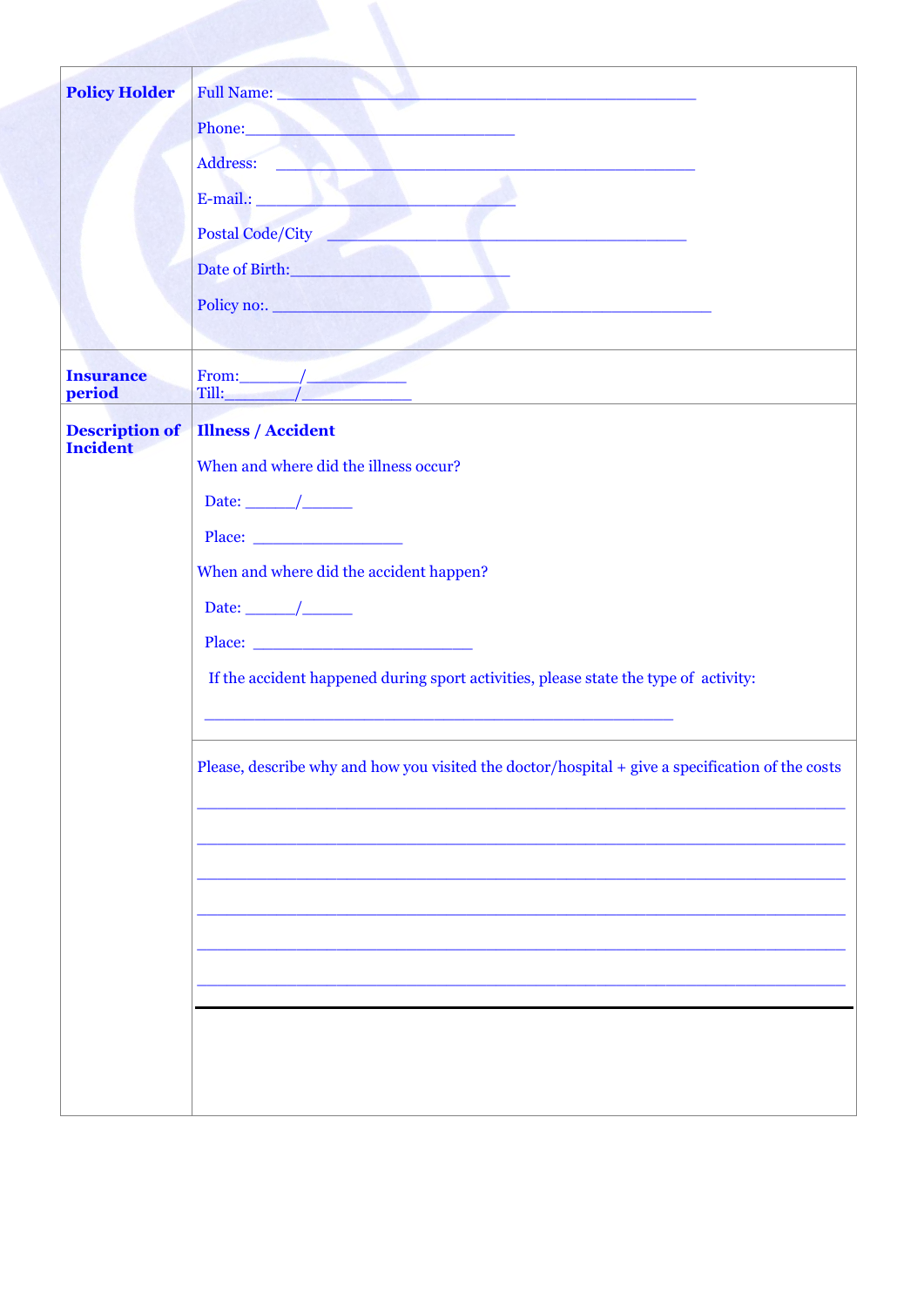| | |
|---|---|
| **Policy Holder** | Full Name: ___________________________________________<br><br>Phone:_____________________________<br><br>Address: ___________________________________________<br><br>E-mail.: ____________________________<br><br>Postal Code/City ______________________________________<br><br>Date of Birth:________________________<br><br>Policy no:. ______________________________________________ |
| **Insurance period** | From:______/__________<br>Till:_______/__________ |
| **Description of Incident** | **Illness / Accident**<br><br>When and where did the illness occur?<br><br>Date: _____/_____<br><br>Place: ________________<br><br>When and where did the accident happen?<br><br>Date: _____/_____<br><br>Place: _______________________<br><br>If the accident happened during sport activities, please state the type of activity:<br><br>__________________________________________________ |
| | Please, describe why and how you visited the doctor/hospital + give a specification of the costs<br><br>_____________________________________________________________________<br><br>_____________________________________________________________________<br><br>_____________________________________________________________________<br><br>_____________________________________________________________________<br><br>_____________________________________________________________________<br><br>_____________________________________________________________________ |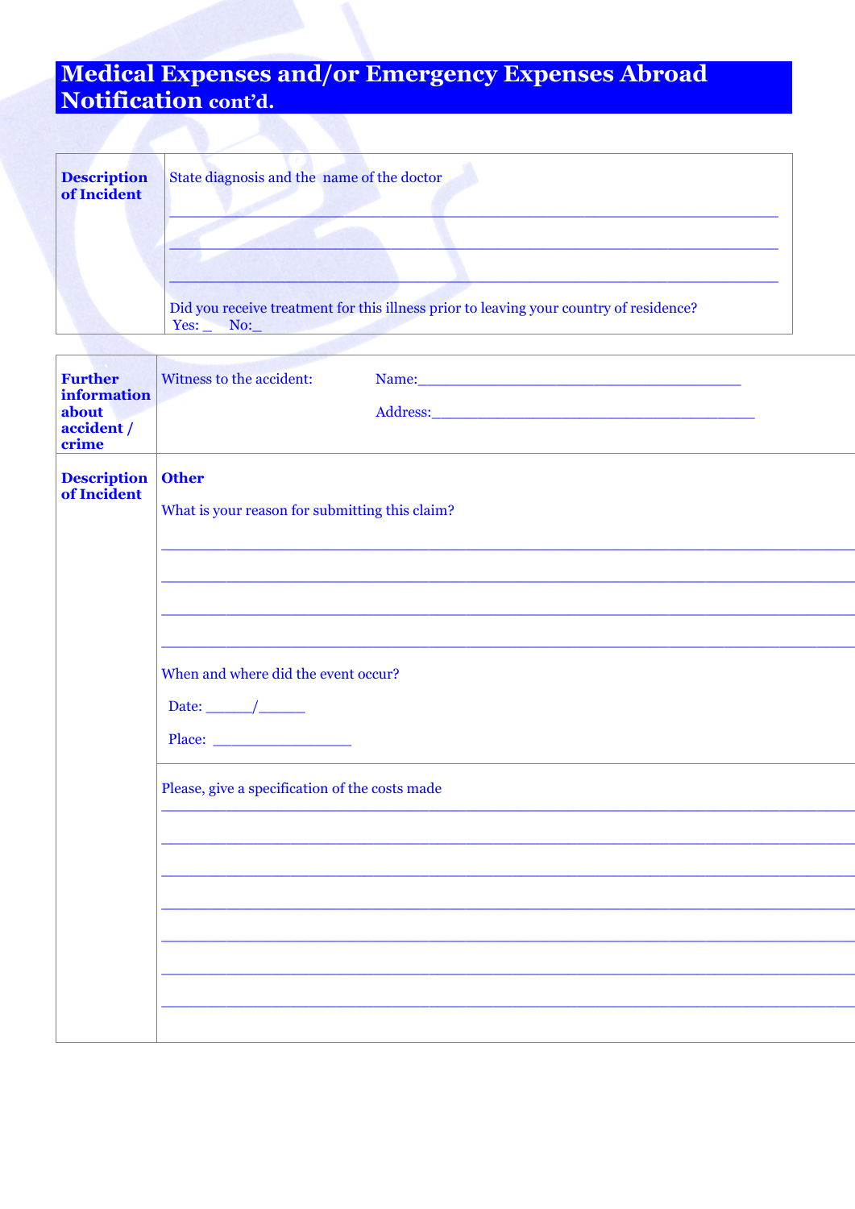# Medical Expenses and/or Emergency Expenses Abroad Notification cont'd.

| | |
|---|---|
| **Description of Incident** | State diagnosis and the name of the doctor<br>\_\_\_\_\_\_\_\_\_\_\_\_\_\_\_\_\_\_\_\_\_\_\_\_\_\_\_\_\_\_\_\_\_\_\_\_\_\_\_\_<br>\_\_\_\_\_\_\_\_\_\_\_\_\_\_\_\_\_\_\_\_\_\_\_\_\_\_\_\_\_\_\_\_\_\_\_\_\_\_\_\_<br>\_\_\_\_\_\_\_\_\_\_\_\_\_\_\_\_\_\_\_\_\_\_\_\_\_\_\_\_\_\_\_\_\_\_\_\_\_\_\_\_<br>Did you receive treatment for this illness prior to leaving your country of residence?<br>Yes: \_ No:\_ |

| | |
|---|---|
| **Further information about accident / crime** | Witness to the accident: Name:\_\_\_\_\_\_\_\_\_\_\_\_\_\_\_\_\_\_\_\_\_\_\_\_\_\_\_\_\_\_\_\_<br>Address:\_\_\_\_\_\_\_\_\_\_\_\_\_\_\_\_\_\_\_\_\_\_\_\_\_\_\_\_\_\_\_\_ |
| **Description of Incident** | **Other**<br>What is your reason for submitting this claim?<br>\_\_\_\_\_\_\_\_\_\_\_\_\_\_\_\_\_\_\_\_\_\_\_\_\_\_\_\_\_\_\_\_\_\_\_\_\_\_\_\_<br>\_\_\_\_\_\_\_\_\_\_\_\_\_\_\_\_\_\_\_\_\_\_\_\_\_\_\_\_\_\_\_\_\_\_\_\_\_\_\_\_<br>\_\_\_\_\_\_\_\_\_\_\_\_\_\_\_\_\_\_\_\_\_\_\_\_\_\_\_\_\_\_\_\_\_\_\_\_\_\_\_\_<br>\_\_\_\_\_\_\_\_\_\_\_\_\_\_\_\_\_\_\_\_\_\_\_\_\_\_\_\_\_\_\_\_\_\_\_\_\_\_\_\_<br>When and where did the event occur?<br>Date: \_\_\_\_\_\_/\_\_\_\_\_\_<br>Place: \_\_\_\_\_\_\_\_\_\_\_\_\_\_\_\_\_\_ |
| | Please, give a specification of the costs made<br>\_\_\_\_\_\_\_\_\_\_\_\_\_\_\_\_\_\_\_\_\_\_\_\_\_\_\_\_\_\_\_\_\_\_\_\_\_\_\_\_<br>\_\_\_\_\_\_\_\_\_\_\_\_\_\_\_\_\_\_\_\_\_\_\_\_\_\_\_\_\_\_\_\_\_\_\_\_\_\_\_\_<br>\_\_\_\_\_\_\_\_\_\_\_\_\_\_\_\_\_\_\_\_\_\_\_\_\_\_\_\_\_\_\_\_\_\_\_\_\_\_\_\_<br>\_\_\_\_\_\_\_\_\_\_\_\_\_\_\_\_\_\_\_\_\_\_\_\_\_\_\_\_\_\_\_\_\_\_\_\_\_\_\_\_<br>\_\_\_\_\_\_\_\_\_\_\_\_\_\_\_\_\_\_\_\_\_\_\_\_\_\_\_\_\_\_\_\_\_\_\_\_\_\_\_\_<br>\_\_\_\_\_\_\_\_\_\_\_\_\_\_\_\_\_\_\_\_\_\_\_\_\_\_\_\_\_\_\_\_\_\_\_\_\_\_\_\_<br>\_\_\_\_\_\_\_\_\_\_\_\_\_\_\_\_\_\_\_\_\_\_\_\_\_\_\_\_\_\_\_\_\_\_\_\_\_\_\_\_ |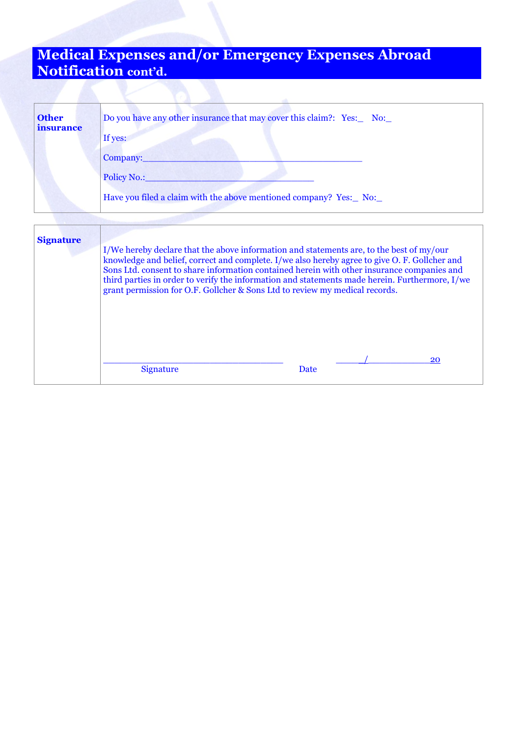# Medical Expenses and/or Emergency Expenses Abroad Notification cont'd.

| | |
|---|---|
| **Other insurance** | Do you have any other insurance that may cover this claim?: Yes:_ No:_<br><br>If yes:<br><br>Company:_____________________________________________<br><br>Policy No.:__________________________________<br><br>Have you filed a claim with the above mentioned company? Yes:_ No:_ |

| | |
|---|---|
| **Signature** | I/We hereby declare that the above information and statements are, to the best of my/our knowledge and belief, correct and complete. I/we also hereby agree to give O. F. Gollcher and Sons Ltd. consent to share information contained herein with other insurance companies and third parties in order to verify the information and statements made herein. Furthermore, I/we grant permission for O.F. Gollcher & Sons Ltd to review my medical records.<br><br>_____________________________________ Signature &nbsp;&nbsp;&nbsp;&nbsp; Date &nbsp;&nbsp;&nbsp;&nbsp; _____/___________ 20 |